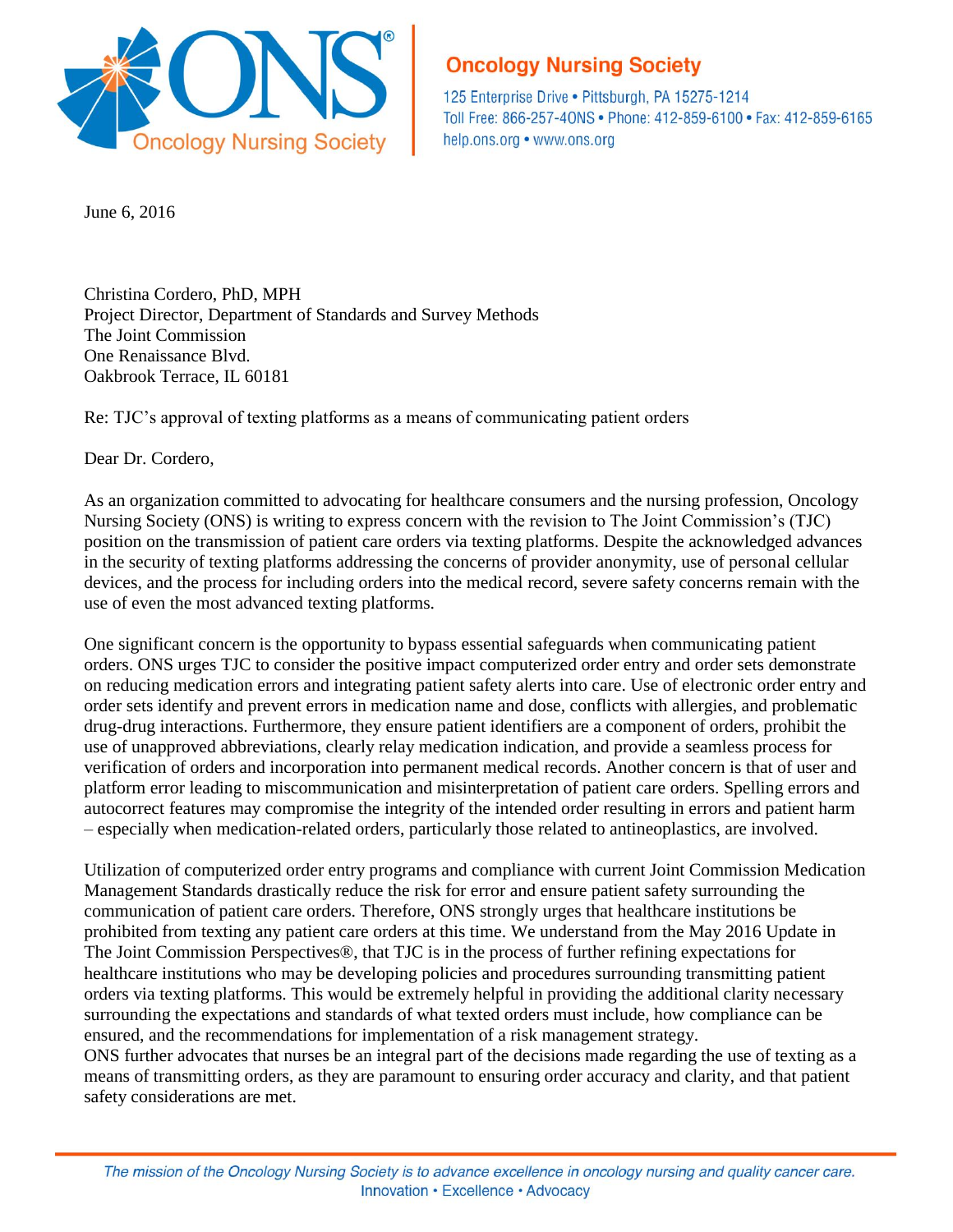**Oncology Nursing Society**

125 Enterprise Drive • Pittsburgh, PA 15275-1214
Toll Free: 866-257-4ONS • Phone: 412-859-6100 • Fax: 412-859-6165
help.ons.org • www.ons.org

June 6, 2016

Christina Cordero, PhD, MPH
Project Director, Department of Standards and Survey Methods
The Joint Commission
One Renaissance Blvd.
Oakbrook Terrace, IL 60181

Re: TJC's approval of texting platforms as a means of communicating patient orders

Dear Dr. Cordero,

As an organization committed to advocating for healthcare consumers and the nursing profession, Oncology Nursing Society (ONS) is writing to express concern with the revision to The Joint Commission's (TJC) position on the transmission of patient care orders via texting platforms. Despite the acknowledged advances in the security of texting platforms addressing the concerns of provider anonymity, use of personal cellular devices, and the process for including orders into the medical record, severe safety concerns remain with the use of even the most advanced texting platforms.

One significant concern is the opportunity to bypass essential safeguards when communicating patient orders. ONS urges TJC to consider the positive impact computerized order entry and order sets demonstrate on reducing medication errors and integrating patient safety alerts into care. Use of electronic order entry and order sets identify and prevent errors in medication name and dose, conflicts with allergies, and problematic drug-drug interactions. Furthermore, they ensure patient identifiers are a component of orders, prohibit the use of unapproved abbreviations, clearly relay medication indication, and provide a seamless process for verification of orders and incorporation into permanent medical records. Another concern is that of user and platform error leading to miscommunication and misinterpretation of patient care orders. Spelling errors and autocorrect features may compromise the integrity of the intended order resulting in errors and patient harm – especially when medication-related orders, particularly those related to antineoplastics, are involved.

Utilization of computerized order entry programs and compliance with current Joint Commission Medication Management Standards drastically reduce the risk for error and ensure patient safety surrounding the communication of patient care orders. Therefore, ONS strongly urges that healthcare institutions be prohibited from texting any patient care orders at this time. We understand from the May 2016 Update in The Joint Commission Perspectives®, that TJC is in the process of further refining expectations for healthcare institutions who may be developing policies and procedures surrounding transmitting patient orders via texting platforms. This would be extremely helpful in providing the additional clarity necessary surrounding the expectations and standards of what texted orders must include, how compliance can be ensured, and the recommendations for implementation of a risk management strategy.
ONS further advocates that nurses be an integral part of the decisions made regarding the use of texting as a means of transmitting orders, as they are paramount to ensuring order accuracy and clarity, and that patient safety considerations are met.

*The mission of the Oncology Nursing Society is to advance excellence in oncology nursing and quality cancer care.*
Innovation • Excellence • Advocacy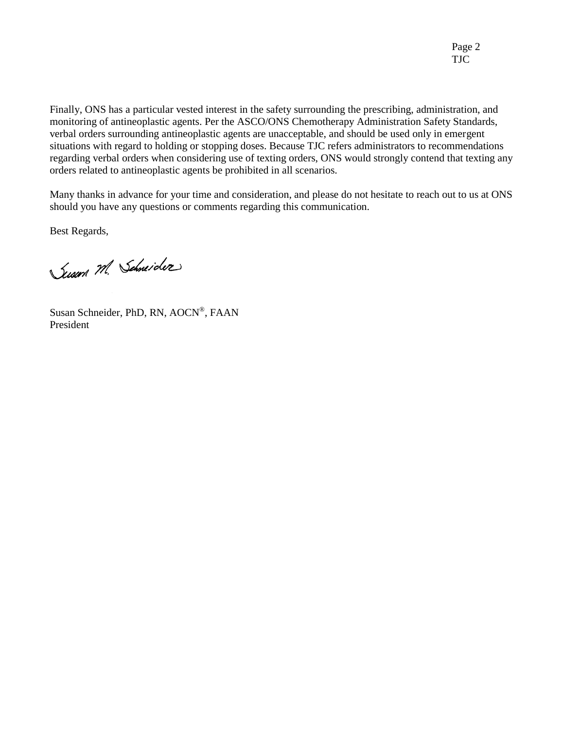Finally, ONS has a particular vested interest in the safety surrounding the prescribing, administration, and monitoring of antineoplastic agents. Per the ASCO/ONS Chemotherapy Administration Safety Standards, verbal orders surrounding antineoplastic agents are unacceptable, and should be used only in emergent situations with regard to holding or stopping doses. Because TJC refers administrators to recommendations regarding verbal orders when considering use of texting orders, ONS would strongly contend that texting any orders related to antineoplastic agents be prohibited in all scenarios.

Many thanks in advance for your time and consideration, and please do not hesitate to reach out to us at ONS should you have any questions or comments regarding this communication.

Best Regards,

Susan M. Schneider

Susan Schneider, PhD, RN, AOCN®, FAAN
President